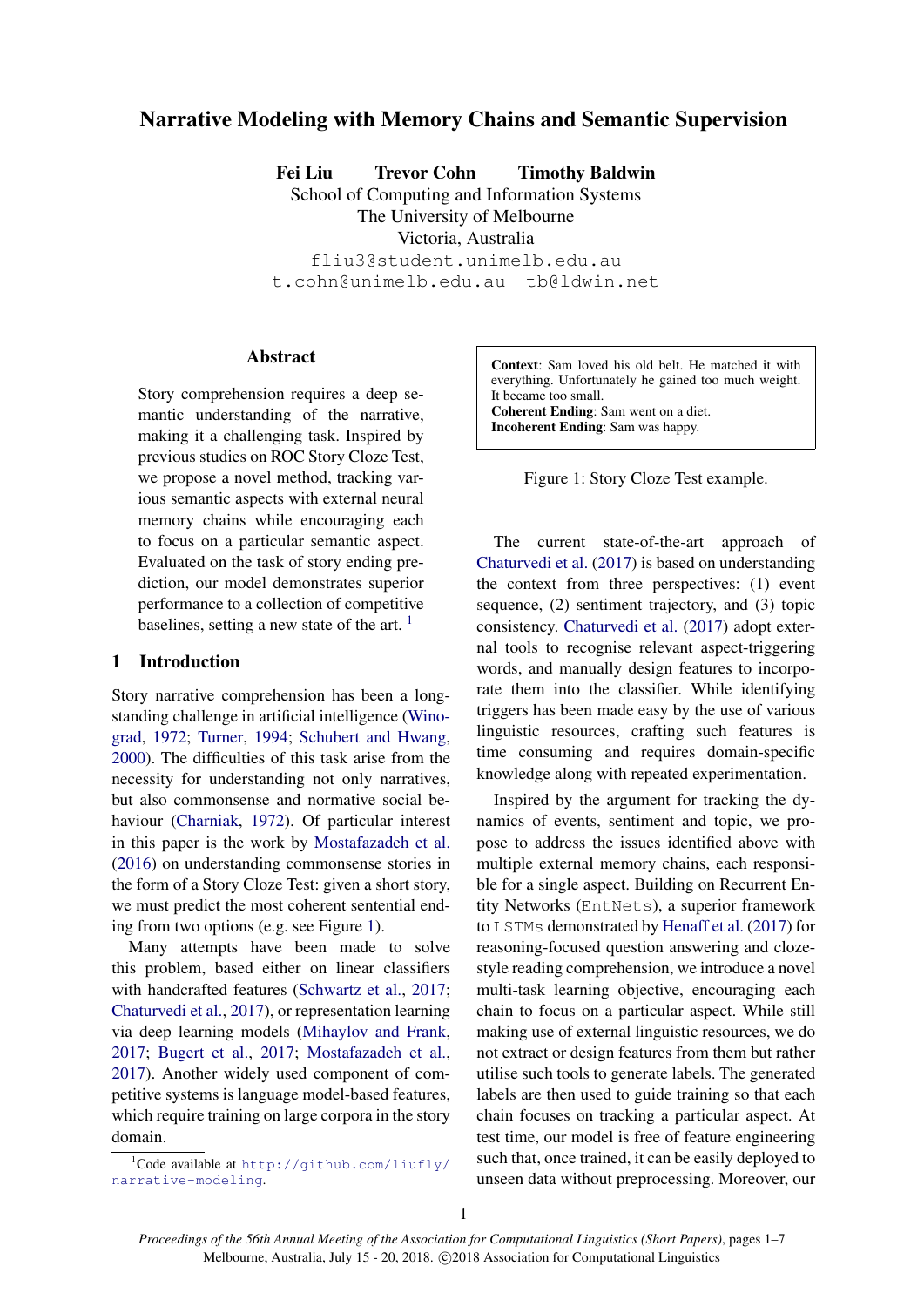# Narrative Modeling with Memory Chains and Semantic Supervision

**Fei Liu Trevor Cohn Timothy Baldwin**

School of Computing and Information Systems
The University of Melbourne
Victoria, Australia

fliu3@student.unimelb.edu.au
t.cohn@unimelb.edu.au tb@ldwin.net

## Abstract

Story comprehension requires a deep semantic understanding of the narrative, making it a challenging task. Inspired by previous studies on ROC Story Cloze Test, we propose a novel method, tracking various semantic aspects with external neural memory chains while encouraging each to focus on a particular semantic aspect. Evaluated on the task of story ending prediction, our model demonstrates superior performance to a collection of competitive baselines, setting a new state of the art. [1]

## 1 Introduction

Story narrative comprehension has been a long-standing challenge in artificial intelligence (Winograd, 1972; Turner, 1994; Schubert and Hwang, 2000). The difficulties of this task arise from the necessity for understanding not only narratives, but also commonsense and normative social behaviour (Charniak, 1972). Of particular interest in this paper is the work by Mostafazadeh et al. (2016) on understanding commonsense stories in the form of a Story Cloze Test: given a short story, we must predict the most coherent sentential ending from two options (e.g. see Figure 1).

Many attempts have been made to solve this problem, based either on linear classifiers with handcrafted features (Schwartz et al., 2017; Chaturvedi et al., 2017), or representation learning via deep learning models (Mihaylov and Frank, 2017; Bugert et al., 2017; Mostafazadeh et al., 2017). Another widely used component of competitive systems is language model-based features, which require training on large corpora in the story domain.

[1] Code available at http://github.com/liufly/narrative-modeling.

> **Context**: Sam loved his old belt. He matched it with everything. Unfortunately he gained too much weight. It became too small.
> **Coherent Ending**: Sam went on a diet.
> **Incoherent Ending**: Sam was happy.

Figure 1: Story Cloze Test example.

The current state-of-the-art approach of Chaturvedi et al. (2017) is based on understanding the context from three perspectives: (1) event sequence, (2) sentiment trajectory, and (3) topic consistency. Chaturvedi et al. (2017) adopt external tools to recognise relevant aspect-triggering words, and manually design features to incorporate them into the classifier. While identifying triggers has been made easy by the use of various linguistic resources, crafting such features is time consuming and requires domain-specific knowledge along with repeated experimentation.

Inspired by the argument for tracking the dynamics of events, sentiment and topic, we propose to address the issues identified above with multiple external memory chains, each responsible for a single aspect. Building on Recurrent Entity Networks (`EntNets`), a superior framework to `LSTMs` demonstrated by Henaff et al. (2017) for reasoning-focused question answering and cloze-style reading comprehension, we introduce a novel multi-task learning objective, encouraging each chain to focus on a particular aspect. While still making use of external linguistic resources, we do not extract or design features from them but rather utilise such tools to generate labels. The generated labels are then used to guide training so that each chain focuses on tracking a particular aspect. At test time, our model is free of feature engineering such that, once trained, it can be easily deployed to unseen data without preprocessing. Moreover, our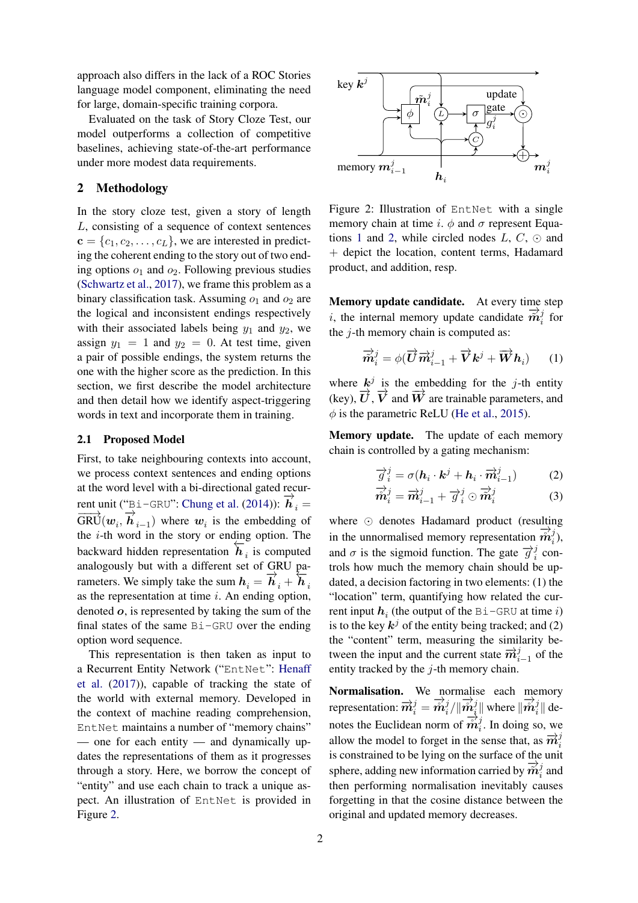approach also differs in the lack of a ROC Stories language model component, eliminating the need for large, domain-specific training corpora.

Evaluated on the task of Story Cloze Test, our model outperforms a collection of competitive baselines, achieving state-of-the-art performance under more modest data requirements.

## 2 Methodology

In the story cloze test, given a story of length $L$, consisting of a sequence of context sentences $\mathbf{c} = \{c_1, c_2, \ldots, c_L\}$, we are interested in predicting the coherent ending to the story out of two ending options $o_1$ and $o_2$. Following previous studies (Schwartz et al., 2017), we frame this problem as a binary classification task. Assuming $o_1$ and $o_2$ are the logical and inconsistent endings respectively with their associated labels being $y_1$ and $y_2$, we assign $y_1 = 1$ and $y_2 = 0$. At test time, given a pair of possible endings, the system returns the one with the higher score as the prediction. In this section, we first describe the model architecture and then detail how we identify aspect-triggering words in text and incorporate them in training.

### 2.1 Proposed Model

First, to take neighbouring contexts into account, we process context sentences and ending options at the word level with a bi-directional gated recurrent unit ("Bi-GRU": Chung et al. (2014)): $\overrightarrow{\boldsymbol{h}}_i = \overrightarrow{\text{GRU}}(\boldsymbol{w}_i, \overrightarrow{\boldsymbol{h}}_{i-1})$ where $\boldsymbol{w}_i$ is the embedding of the $i$-th word in the story or ending option. The backward hidden representation $\overleftarrow{\boldsymbol{h}}_i$ is computed analogously but with a different set of GRU parameters. We simply take the sum $\boldsymbol{h}_i = \overrightarrow{\boldsymbol{h}}_i + \overleftarrow{\boldsymbol{h}}_i$ as the representation at time $i$. An ending option, denoted $\boldsymbol{o}$, is represented by taking the sum of the final states of the same Bi-GRU over the ending option word sequence.

This representation is then taken as input to a Recurrent Entity Network ("EntNet": Henaff et al. (2017)), capable of tracking the state of the world with external memory. Developed in the context of machine reading comprehension, EntNet maintains a number of "memory chains" — one for each entity — and dynamically updates the representations of them as it progresses through a story. Here, we borrow the concept of "entity" and use each chain to track a unique aspect. An illustration of EntNet is provided in Figure 2.

Figure 2: Illustration of EntNet with a single memory chain at time $i$. $\phi$ and $\sigma$ represent Equations 1 and 2, while circled nodes $L$, $C$, $\odot$ and $+$ depict the location, content terms, Hadamard product, and addition, resp.

**Memory update candidate.** At every time step $i$, the internal memory update candidate $\overrightarrow{\tilde{\boldsymbol{m}}}_i^j$ for the $j$-th memory chain is computed as:

$$\overrightarrow{\tilde{\boldsymbol{m}}}_i^j = \phi(\overrightarrow{\boldsymbol{U}}\overrightarrow{\boldsymbol{m}}_{i-1}^j + \overrightarrow{\boldsymbol{V}}\boldsymbol{k}^j + \overrightarrow{\boldsymbol{W}}\boldsymbol{h}_i) \tag{1}$$

where $\boldsymbol{k}^j$ is the embedding for the $j$-th entity (key), $\overrightarrow{\boldsymbol{U}}$, $\overrightarrow{\boldsymbol{V}}$ and $\overrightarrow{\boldsymbol{W}}$ are trainable parameters, and $\phi$ is the parametric ReLU (He et al., 2015).

**Memory update.** The update of each memory chain is controlled by a gating mechanism:

$$\overrightarrow{g}_i^j = \sigma(\boldsymbol{h}_i \cdot \boldsymbol{k}^j + \boldsymbol{h}_i \cdot \overrightarrow{\boldsymbol{m}}_{i-1}^j) \tag{2}$$

$$\overrightarrow{\mathring{\boldsymbol{m}}}_i^j = \overrightarrow{\boldsymbol{m}}_{i-1}^j + \overrightarrow{g}_i^j \odot \overrightarrow{\tilde{\boldsymbol{m}}}_i^j \tag{3}$$

where $\odot$ denotes Hadamard product (resulting in the unnormalised memory representation $\overrightarrow{\mathring{\boldsymbol{m}}}_i^j$), and $\sigma$ is the sigmoid function. The gate $\overrightarrow{g}_i^j$ controls how much the memory chain should be updated, a decision factoring in two elements: (1) the "location" term, quantifying how related the current input $\boldsymbol{h}_i$ (the output of the Bi-GRU at time $i$) is to the key $\boldsymbol{k}^j$ of the entity being tracked; and (2) the "content" term, measuring the similarity between the input and the current state $\overrightarrow{\boldsymbol{m}}_{i-1}^j$ of the entity tracked by the $j$-th memory chain.

**Normalisation.** We normalise each memory representation: $\overrightarrow{\boldsymbol{m}}_i^j = \overrightarrow{\mathring{\boldsymbol{m}}}_i^j / \|\overrightarrow{\mathring{\boldsymbol{m}}}_i^j\|$ where $\|\overrightarrow{\mathring{\boldsymbol{m}}}_i^j\|$ denotes the Euclidean norm of $\overrightarrow{\mathring{\boldsymbol{m}}}_i^j$. In doing so, we allow the model to forget in the sense that, as $\overrightarrow{\boldsymbol{m}}_i^j$ is constrained to be lying on the surface of the unit sphere, adding new information carried by $\overrightarrow{\tilde{\boldsymbol{m}}}_i^j$ and then performing normalisation inevitably causes forgetting in that the cosine distance between the original and updated memory decreases.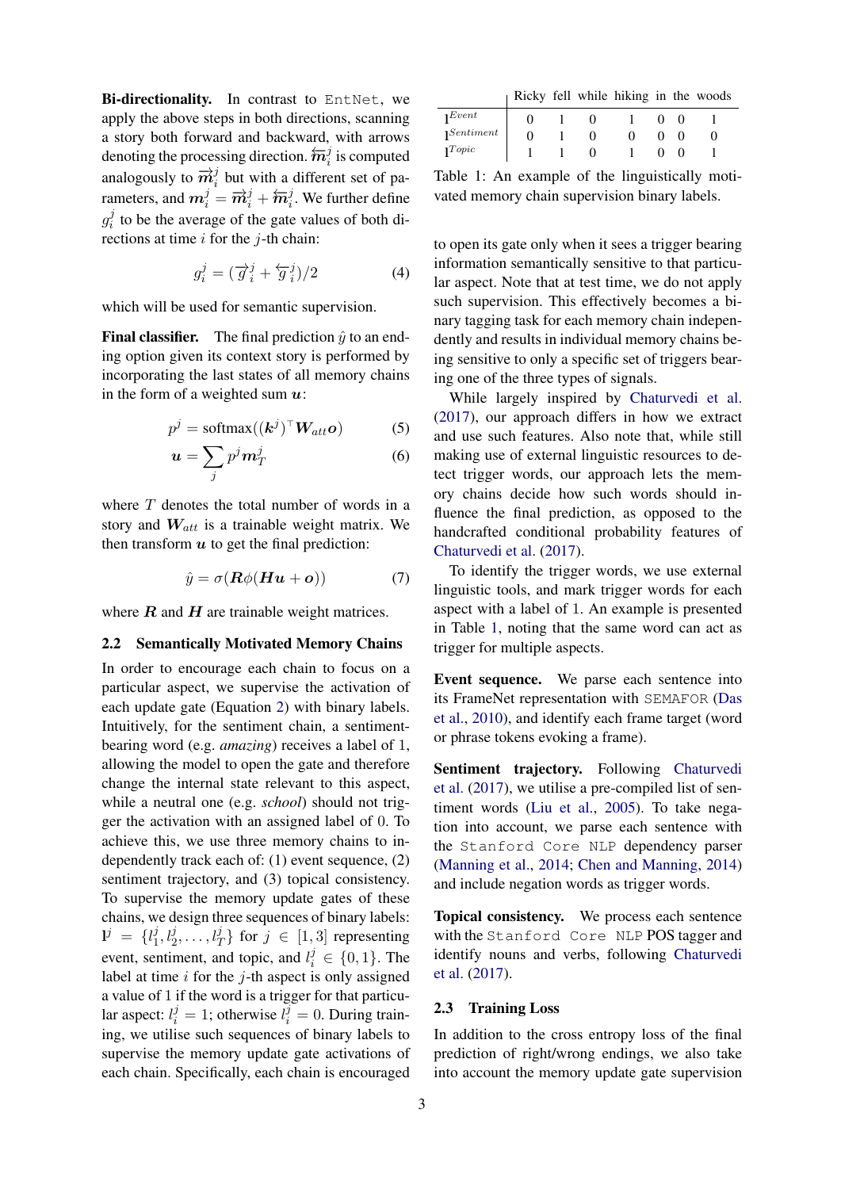**Bi-directionality.** In contrast to EntNet, we apply the above steps in both directions, scanning a story both forward and backward, with arrows denoting the processing direction. $\overleftarrow{\boldsymbol{m}}_i^j$ is computed analogously to $\overrightarrow{\boldsymbol{m}}_i^j$ but with a different set of parameters, and $\boldsymbol{m}_i^j = \overrightarrow{\boldsymbol{m}}_i^j + \overleftarrow{\boldsymbol{m}}_i^j$. We further define $g_i^j$ to be the average of the gate values of both directions at time $i$ for the $j$-th chain:

$$g_i^j = (\overrightarrow{g}_i^j + \overleftarrow{g}_i^j)/2 \tag{4}$$

which will be used for semantic supervision.

**Final classifier.** The final prediction $\hat{y}$ to an ending option given its context story is performed by incorporating the last states of all memory chains in the form of a weighted sum $\boldsymbol{u}$:

$$p^j = \text{softmax}((\boldsymbol{k}^j)^\top \boldsymbol{W}_{att} \boldsymbol{o}) \tag{5}$$

$$\boldsymbol{u} = \sum_j p^j \boldsymbol{m}_T^j \tag{6}$$

where $T$ denotes the total number of words in a story and $\boldsymbol{W}_{att}$ is a trainable weight matrix. We then transform $\boldsymbol{u}$ to get the final prediction:

$$\hat{y} = \sigma(\boldsymbol{R}\phi(\boldsymbol{H}\boldsymbol{u} + \boldsymbol{o})) \tag{7}$$

where $\boldsymbol{R}$ and $\boldsymbol{H}$ are trainable weight matrices.

## 2.2 Semantically Motivated Memory Chains

In order to encourage each chain to focus on a particular aspect, we supervise the activation of each update gate (Equation 2) with binary labels. Intuitively, for the sentiment chain, a sentiment-bearing word (e.g. *amazing*) receives a label of 1, allowing the model to open the gate and therefore change the internal state relevant to this aspect, while a neutral one (e.g. *school*) should not trigger the activation with an assigned label of 0. To achieve this, we use three memory chains to independently track each of: (1) event sequence, (2) sentiment trajectory, and (3) topical consistency. To supervise the memory update gates of these chains, we design three sequences of binary labels: $\mathbb{l}^j = \{l_1^j, l_2^j, \ldots, l_T^j\}$ for $j \in [1, 3]$ representing event, sentiment, and topic, and $l_i^j \in \{0, 1\}$. The label at time $i$ for the $j$-th aspect is only assigned a value of 1 if the word is a trigger for that particular aspect: $l_i^j = 1$; otherwise $l_i^j = 0$. During training, we utilise such sequences of binary labels to supervise the memory update gate activations of each chain. Specifically, each chain is encouraged to open its gate only when it sees a trigger bearing information semantically sensitive to that particular aspect. Note that at test time, we do not apply such supervision. This effectively becomes a binary tagging task for each memory chain independently and results in individual memory chains being sensitive to only a specific set of triggers bearing one of the three types of signals.

| | Ricky | fell | while | hiking | in | the | woods |
|---|---|---|---|---|---|---|---|
| $\mathbb{l}^{Event}$ | 0 | 1 | 0 | 1 | 0 | 0 | 1 |
| $\mathbb{l}^{Sentiment}$ | 0 | 1 | 0 | 0 | 0 | 0 | 0 |
| $\mathbb{l}^{Topic}$ | 1 | 1 | 0 | 1 | 0 | 0 | 1 |

Table 1: An example of the linguistically motivated memory chain supervision binary labels.

While largely inspired by Chaturvedi et al. (2017), our approach differs in how we extract and use such features. Also note that, while still making use of external linguistic resources to detect trigger words, our approach lets the memory chains decide how such words should influence the final prediction, as opposed to the handcrafted conditional probability features of Chaturvedi et al. (2017).

To identify the trigger words, we use external linguistic tools, and mark trigger words for each aspect with a label of 1. An example is presented in Table 1, noting that the same word can act as trigger for multiple aspects.

**Event sequence.** We parse each sentence into its FrameNet representation with SEMAFOR (Das et al., 2010), and identify each frame target (word or phrase tokens evoking a frame).

**Sentiment trajectory.** Following Chaturvedi et al. (2017), we utilise a pre-compiled list of sentiment words (Liu et al., 2005). To take negation into account, we parse each sentence with the Stanford Core NLP dependency parser (Manning et al., 2014; Chen and Manning, 2014) and include negation words as trigger words.

**Topical consistency.** We process each sentence with the Stanford Core NLP POS tagger and identify nouns and verbs, following Chaturvedi et al. (2017).

## 2.3 Training Loss

In addition to the cross entropy loss of the final prediction of right/wrong endings, we also take into account the memory update gate supervision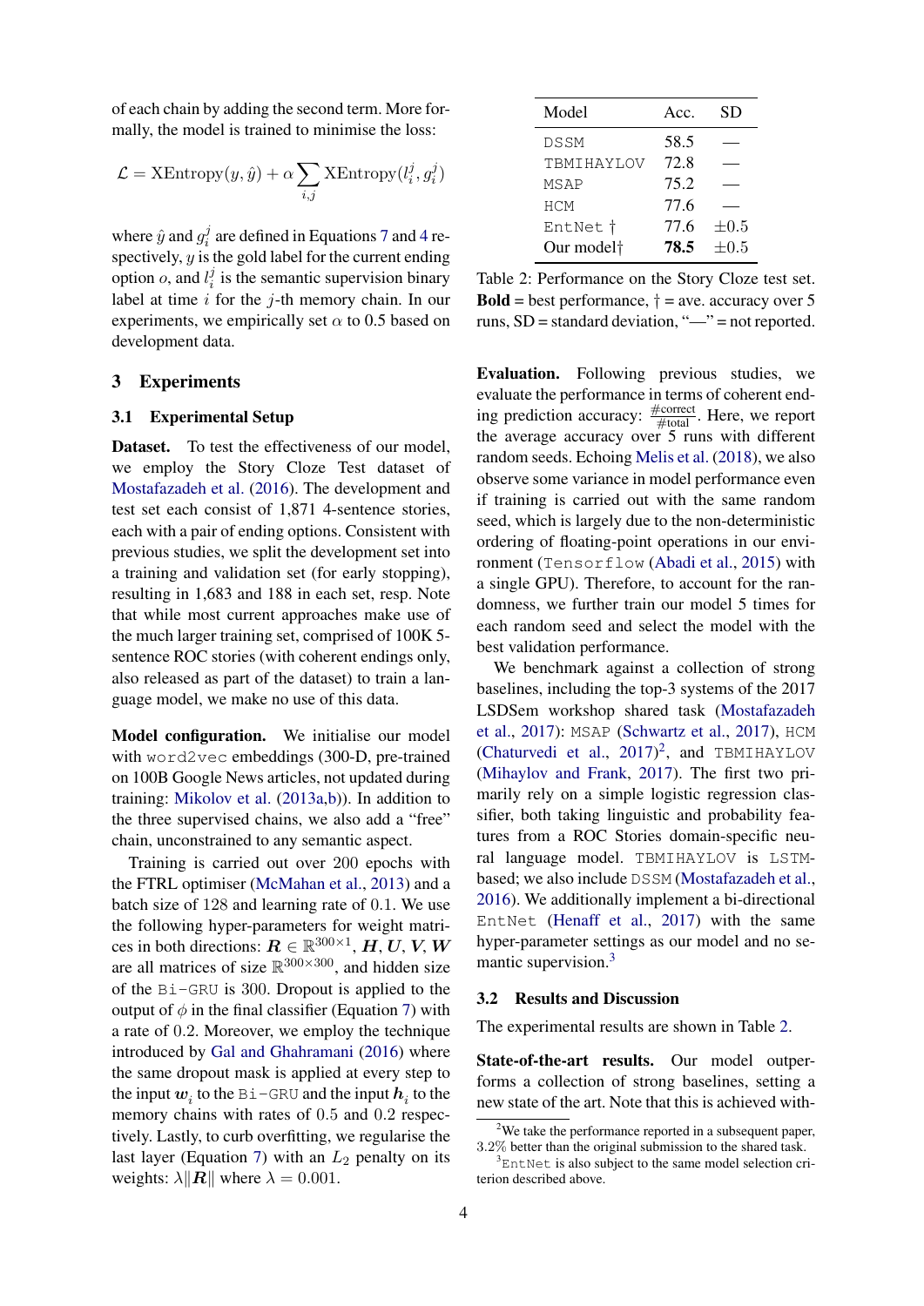of each chain by adding the second term. More formally, the model is trained to minimise the loss:

$$\mathcal{L} = \text{XEntropy}(y, \hat{y}) + \alpha \sum_{i,j} \text{XEntropy}(l_i^j, g_i^j)$$

where $\hat{y}$ and $g_i^j$ are defined in Equations 7 and 4 respectively, $y$ is the gold label for the current ending option $o$, and $l_i^j$ is the semantic supervision binary label at time $i$ for the $j$-th memory chain. In our experiments, we empirically set $\alpha$ to 0.5 based on development data.

## 3 Experiments

### 3.1 Experimental Setup

**Dataset.** To test the effectiveness of our model, we employ the Story Cloze Test dataset of Mostafazadeh et al. (2016). The development and test set each consist of 1,871 4-sentence stories, each with a pair of ending options. Consistent with previous studies, we split the development set into a training and validation set (for early stopping), resulting in 1,683 and 188 in each set, resp. Note that while most current approaches make use of the much larger training set, comprised of 100K 5-sentence ROC stories (with coherent endings only, also released as part of the dataset) to train a language model, we make no use of this data.

**Model configuration.** We initialise our model with `word2vec` embeddings (300-D, pre-trained on 100B Google News articles, not updated during training: Mikolov et al. (2013a,b)). In addition to the three supervised chains, we also add a "free" chain, unconstrained to any semantic aspect.

Training is carried out over 200 epochs with the FTRL optimiser (McMahan et al., 2013) and a batch size of 128 and learning rate of 0.1. We use the following hyper-parameters for weight matrices in both directions: $\boldsymbol{R} \in \mathbb{R}^{300\times1}$, $\boldsymbol{H}, \boldsymbol{U}, \boldsymbol{V}, \boldsymbol{W}$ are all matrices of size $\mathbb{R}^{300\times300}$, and hidden size of the `Bi-GRU` is 300. Dropout is applied to the output of $\phi$ in the final classifier (Equation 7) with a rate of 0.2. Moreover, we employ the technique introduced by Gal and Ghahramani (2016) where the same dropout mask is applied at every step to the input $\boldsymbol{w}_i$ to the `Bi-GRU` and the input $\boldsymbol{h}_i$ to the memory chains with rates of 0.5 and 0.2 respectively. Lastly, to curb overfitting, we regularise the last layer (Equation 7) with an $L_2$ penalty on its weights: $\lambda\|\boldsymbol{R}\|$ where $\lambda = 0.001$.

| Model | Acc. | SD |
|---|---|---|
| `DSSM` | 58.5 | — |
| `TBMIHAYLOV` | 72.8 | — |
| `MSAP` | 75.2 | — |
| `HCM` | 77.6 | — |
| `EntNet` † | 77.6 | ±0.5 |
| Our model† | **78.5** | ±0.5 |

Table 2: Performance on the Story Cloze test set. **Bold** = best performance, † = ave. accuracy over 5 runs, SD = standard deviation, "—" = not reported.

**Evaluation.** Following previous studies, we evaluate the performance in terms of coherent ending prediction accuracy: $\frac{\#\text{correct}}{\#\text{total}}$. Here, we report the average accuracy over 5 runs with different random seeds. Echoing Melis et al. (2018), we also observe some variance in model performance even if training is carried out with the same random seed, which is largely due to the non-deterministic ordering of floating-point operations in our environment (`Tensorflow` (Abadi et al., 2015) with a single GPU). Therefore, to account for the randomness, we further train our model 5 times for each random seed and select the model with the best validation performance.

We benchmark against a collection of strong baselines, including the top-3 systems of the 2017 LSDSem workshop shared task (Mostafazadeh et al., 2017): `MSAP` (Schwartz et al., 2017), `HCM` (Chaturvedi et al., 2017)[2], and `TBMIHAYLOV` (Mihaylov and Frank, 2017). The first two primarily rely on a simple logistic regression classifier, both taking linguistic and probability features from a ROC Stories domain-specific neural language model. `TBMIHAYLOV` is LSTM-based; we also include `DSSM` (Mostafazadeh et al., 2016). We additionally implement a bi-directional `EntNet` (Henaff et al., 2017) with the same hyper-parameter settings as our model and no semantic supervision.[3]

### 3.2 Results and Discussion

The experimental results are shown in Table 2.

**State-of-the-art results.** Our model outperforms a collection of strong baselines, setting a new state of the art. Note that this is achieved with-

[2]We take the performance reported in a subsequent paper, 3.2% better than the original submission to the shared task.

[3]`EntNet` is also subject to the same model selection criterion described above.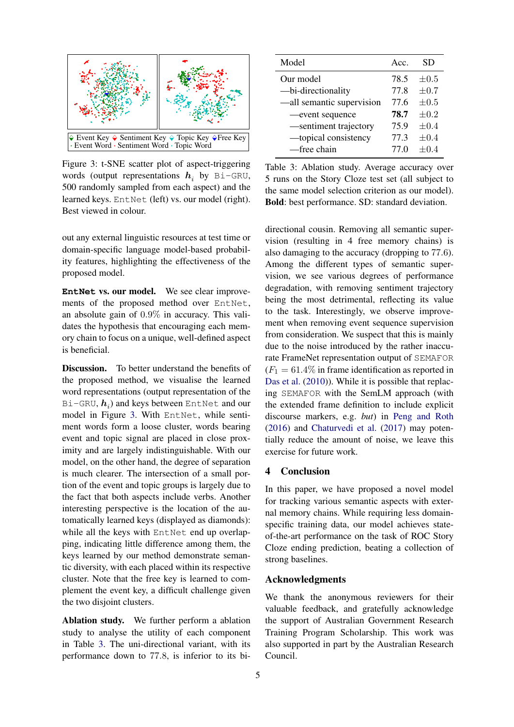Figure 3: t-SNE scatter plot of aspect-triggering words (output representations $\boldsymbol{h}_i$ by `Bi-GRU`, 500 randomly sampled from each aspect) and the learned keys. `EntNet` (left) vs. our model (right). Best viewed in colour.

out any external linguistic resources at test time or domain-specific language model-based probability features, highlighting the effectiveness of the proposed model.

**`EntNet` vs. our model.** We see clear improvements of the proposed method over `EntNet`, an absolute gain of 0.9% in accuracy. This validates the hypothesis that encouraging each memory chain to focus on a unique, well-defined aspect is beneficial.

**Discussion.** To better understand the benefits of the proposed method, we visualise the learned word representations (output representation of the `Bi-GRU`, $\boldsymbol{h}_i$) and keys between `EntNet` and our model in Figure 3. With `EntNet`, while sentiment words form a loose cluster, words bearing event and topic signal are placed in close proximity and are largely indistinguishable. With our model, on the other hand, the degree of separation is much clearer. The intersection of a small portion of the event and topic groups is largely due to the fact that both aspects include verbs. Another interesting perspective is the location of the automatically learned keys (displayed as diamonds): while all the keys with `EntNet` end up overlapping, indicating little difference among them, the keys learned by our method demonstrate semantic diversity, with each placed within its respective cluster. Note that the free key is learned to complement the event key, a difficult challenge given the two disjoint clusters.

**Ablation study.** We further perform a ablation study to analyse the utility of each component in Table 3. The uni-directional variant, with its performance down to 77.8, is inferior to its bi-directional cousin. Removing all semantic supervision (resulting in 4 free memory chains) is also damaging to the accuracy (dropping to 77.6). Among the different types of semantic supervision, we see various degrees of performance degradation, with removing sentiment trajectory being the most detrimental, reflecting its value to the task. Interestingly, we observe improvement when removing event sequence supervision from consideration. We suspect that this is mainly due to the noise introduced by the rather inaccurate FrameNet representation output of `SEMAFOR` ($F_1 = 61.4\%$ in frame identification as reported in Das et al. (2010)). While it is possible that replacing `SEMAFOR` with the SemLM approach (with the extended frame definition to include explicit discourse markers, e.g. *but*) in Peng and Roth (2016) and Chaturvedi et al. (2017) may potentially reduce the amount of noise, we leave this exercise for future work.

| Model | Acc. | SD |
|---|---|---|
| Our model | 78.5 | ±0.5 |
| —bi-directionality | 77.8 | ±0.7 |
| —all semantic supervision | 77.6 | ±0.5 |
| —event sequence | **78.7** | ±0.2 |
| —sentiment trajectory | 75.9 | ±0.4 |
| —topical consistency | 77.3 | ±0.4 |
| —free chain | 77.0 | ±0.4 |

Table 3: Ablation study. Average accuracy over 5 runs on the Story Cloze test set (all subject to the same model selection criterion as our model). **Bold**: best performance. SD: standard deviation.

## 4 Conclusion

In this paper, we have proposed a novel model for tracking various semantic aspects with external memory chains. While requiring less domain-specific training data, our model achieves state-of-the-art performance on the task of ROC Story Cloze ending prediction, beating a collection of strong baselines.

## Acknowledgments

We thank the anonymous reviewers for their valuable feedback, and gratefully acknowledge the support of Australian Government Research Training Program Scholarship. This work was also supported in part by the Australian Research Council.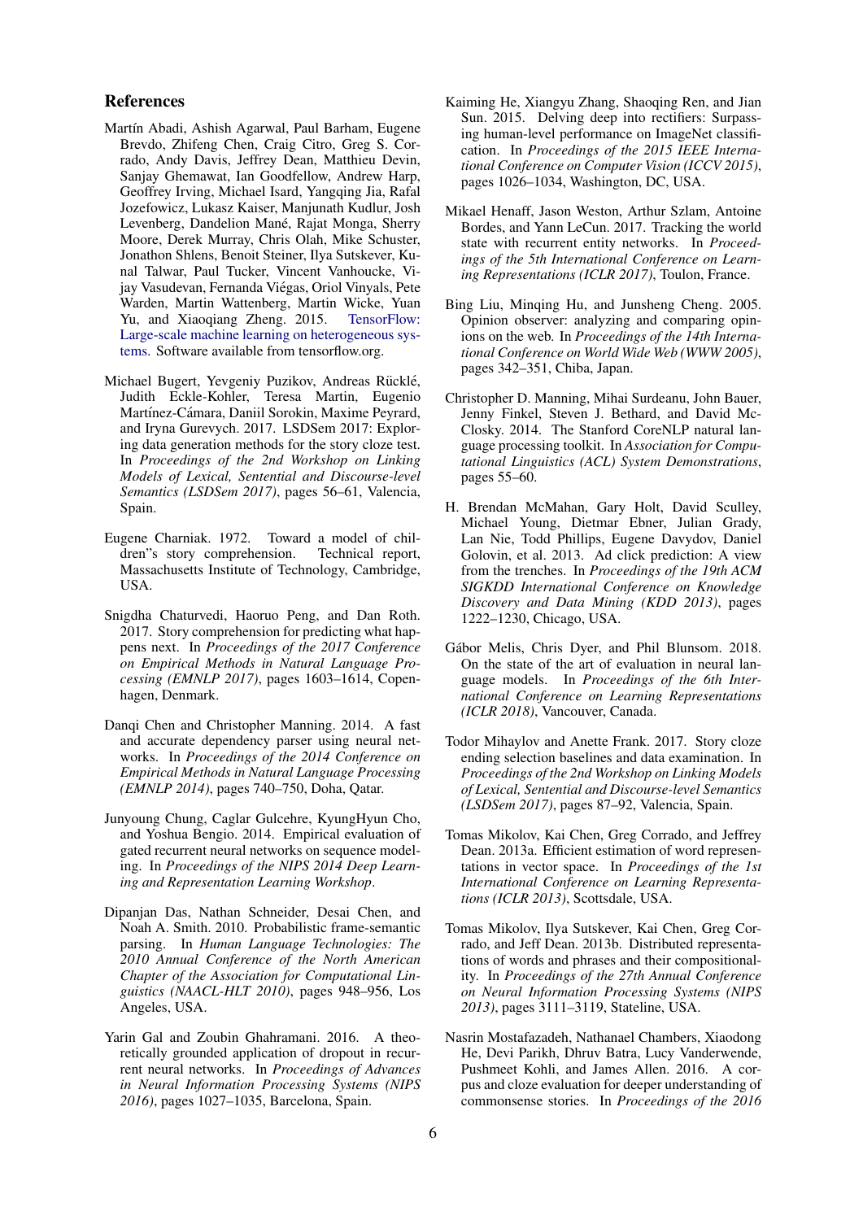## References

Martín Abadi, Ashish Agarwal, Paul Barham, Eugene Brevdo, Zhifeng Chen, Craig Citro, Greg S. Corrado, Andy Davis, Jeffrey Dean, Matthieu Devin, Sanjay Ghemawat, Ian Goodfellow, Andrew Harp, Geoffrey Irving, Michael Isard, Yangqing Jia, Rafal Jozefowicz, Lukasz Kaiser, Manjunath Kudlur, Josh Levenberg, Dandelion Mané, Rajat Monga, Sherry Moore, Derek Murray, Chris Olah, Mike Schuster, Jonathon Shlens, Benoit Steiner, Ilya Sutskever, Kunal Talwar, Paul Tucker, Vincent Vanhoucke, Vijay Vasudevan, Fernanda Viégas, Oriol Vinyals, Pete Warden, Martin Wattenberg, Martin Wicke, Yuan Yu, and Xiaoqiang Zheng. 2015. TensorFlow: Large-scale machine learning on heterogeneous systems. Software available from tensorflow.org.

Michael Bugert, Yevgeniy Puzikov, Andreas Rücklé, Judith Eckle-Kohler, Teresa Martin, Eugenio Martínez-Cámara, Daniil Sorokin, Maxime Peyrard, and Iryna Gurevych. 2017. LSDSem 2017: Exploring data generation methods for the story cloze test. In *Proceedings of the 2nd Workshop on Linking Models of Lexical, Sentential and Discourse-level Semantics (LSDSem 2017)*, pages 56–61, Valencia, Spain.

Eugene Charniak. 1972. Toward a model of children"s story comprehension. Technical report, Massachusetts Institute of Technology, Cambridge, USA.

Snigdha Chaturvedi, Haoruo Peng, and Dan Roth. 2017. Story comprehension for predicting what happens next. In *Proceedings of the 2017 Conference on Empirical Methods in Natural Language Processing (EMNLP 2017)*, pages 1603–1614, Copenhagen, Denmark.

Danqi Chen and Christopher Manning. 2014. A fast and accurate dependency parser using neural networks. In *Proceedings of the 2014 Conference on Empirical Methods in Natural Language Processing (EMNLP 2014)*, pages 740–750, Doha, Qatar.

Junyoung Chung, Caglar Gulcehre, KyungHyun Cho, and Yoshua Bengio. 2014. Empirical evaluation of gated recurrent neural networks on sequence modeling. In *Proceedings of the NIPS 2014 Deep Learning and Representation Learning Workshop*.

Dipanjan Das, Nathan Schneider, Desai Chen, and Noah A. Smith. 2010. Probabilistic frame-semantic parsing. In *Human Language Technologies: The 2010 Annual Conference of the North American Chapter of the Association for Computational Linguistics (NAACL-HLT 2010)*, pages 948–956, Los Angeles, USA.

Yarin Gal and Zoubin Ghahramani. 2016. A theoretically grounded application of dropout in recurrent neural networks. In *Proceedings of Advances in Neural Information Processing Systems (NIPS 2016)*, pages 1027–1035, Barcelona, Spain.

Kaiming He, Xiangyu Zhang, Shaoqing Ren, and Jian Sun. 2015. Delving deep into rectifiers: Surpassing human-level performance on ImageNet classification. In *Proceedings of the 2015 IEEE International Conference on Computer Vision (ICCV 2015)*, pages 1026–1034, Washington, DC, USA.

Mikael Henaff, Jason Weston, Arthur Szlam, Antoine Bordes, and Yann LeCun. 2017. Tracking the world state with recurrent entity networks. In *Proceedings of the 5th International Conference on Learning Representations (ICLR 2017)*, Toulon, France.

Bing Liu, Minqing Hu, and Junsheng Cheng. 2005. Opinion observer: analyzing and comparing opinions on the web. In *Proceedings of the 14th International Conference on World Wide Web (WWW 2005)*, pages 342–351, Chiba, Japan.

Christopher D. Manning, Mihai Surdeanu, John Bauer, Jenny Finkel, Steven J. Bethard, and David McClosky. 2014. The Stanford CoreNLP natural language processing toolkit. In *Association for Computational Linguistics (ACL) System Demonstrations*, pages 55–60.

H. Brendan McMahan, Gary Holt, David Sculley, Michael Young, Dietmar Ebner, Julian Grady, Lan Nie, Todd Phillips, Eugene Davydov, Daniel Golovin, et al. 2013. Ad click prediction: A view from the trenches. In *Proceedings of the 19th ACM SIGKDD International Conference on Knowledge Discovery and Data Mining (KDD 2013)*, pages 1222–1230, Chicago, USA.

Gábor Melis, Chris Dyer, and Phil Blunsom. 2018. On the state of the art of evaluation in neural language models. In *Proceedings of the 6th International Conference on Learning Representations (ICLR 2018)*, Vancouver, Canada.

Todor Mihaylov and Anette Frank. 2017. Story cloze ending selection baselines and data examination. In *Proceedings of the 2nd Workshop on Linking Models of Lexical, Sentential and Discourse-level Semantics (LSDSem 2017)*, pages 87–92, Valencia, Spain.

Tomas Mikolov, Kai Chen, Greg Corrado, and Jeffrey Dean. 2013a. Efficient estimation of word representations in vector space. In *Proceedings of the 1st International Conference on Learning Representations (ICLR 2013)*, Scottsdale, USA.

Tomas Mikolov, Ilya Sutskever, Kai Chen, Greg Corrado, and Jeff Dean. 2013b. Distributed representations of words and phrases and their compositionality. In *Proceedings of the 27th Annual Conference on Neural Information Processing Systems (NIPS 2013)*, pages 3111–3119, Stateline, USA.

Nasrin Mostafazadeh, Nathanael Chambers, Xiaodong He, Devi Parikh, Dhruv Batra, Lucy Vanderwende, Pushmeet Kohli, and James Allen. 2016. A corpus and cloze evaluation for deeper understanding of commonsense stories. In *Proceedings of the 2016*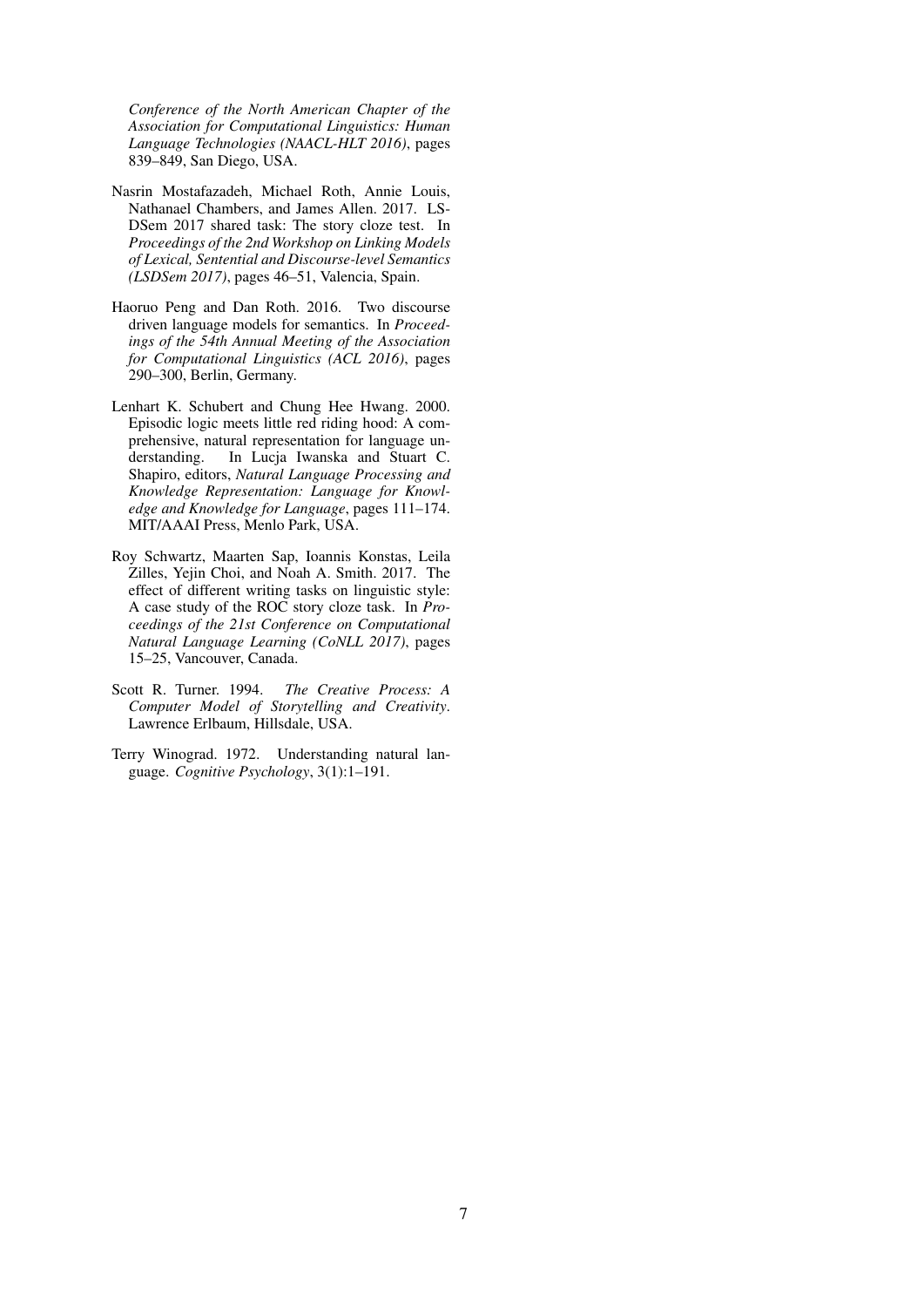*Conference of the North American Chapter of the Association for Computational Linguistics: Human Language Technologies (NAACL-HLT 2016)*, pages 839–849, San Diego, USA.

Nasrin Mostafazadeh, Michael Roth, Annie Louis, Nathanael Chambers, and James Allen. 2017. LSDSem 2017 shared task: The story cloze test. In *Proceedings of the 2nd Workshop on Linking Models of Lexical, Sentential and Discourse-level Semantics (LSDSem 2017)*, pages 46–51, Valencia, Spain.

Haoruo Peng and Dan Roth. 2016. Two discourse driven language models for semantics. In *Proceedings of the 54th Annual Meeting of the Association for Computational Linguistics (ACL 2016)*, pages 290–300, Berlin, Germany.

Lenhart K. Schubert and Chung Hee Hwang. 2000. Episodic logic meets little red riding hood: A comprehensive, natural representation for language understanding. In Lucja Iwanska and Stuart C. Shapiro, editors, *Natural Language Processing and Knowledge Representation: Language for Knowledge and Knowledge for Language*, pages 111–174. MIT/AAAI Press, Menlo Park, USA.

Roy Schwartz, Maarten Sap, Ioannis Konstas, Leila Zilles, Yejin Choi, and Noah A. Smith. 2017. The effect of different writing tasks on linguistic style: A case study of the ROC story cloze task. In *Proceedings of the 21st Conference on Computational Natural Language Learning (CoNLL 2017)*, pages 15–25, Vancouver, Canada.

Scott R. Turner. 1994. *The Creative Process: A Computer Model of Storytelling and Creativity*. Lawrence Erlbaum, Hillsdale, USA.

Terry Winograd. 1972. Understanding natural language. *Cognitive Psychology*, 3(1):1–191.